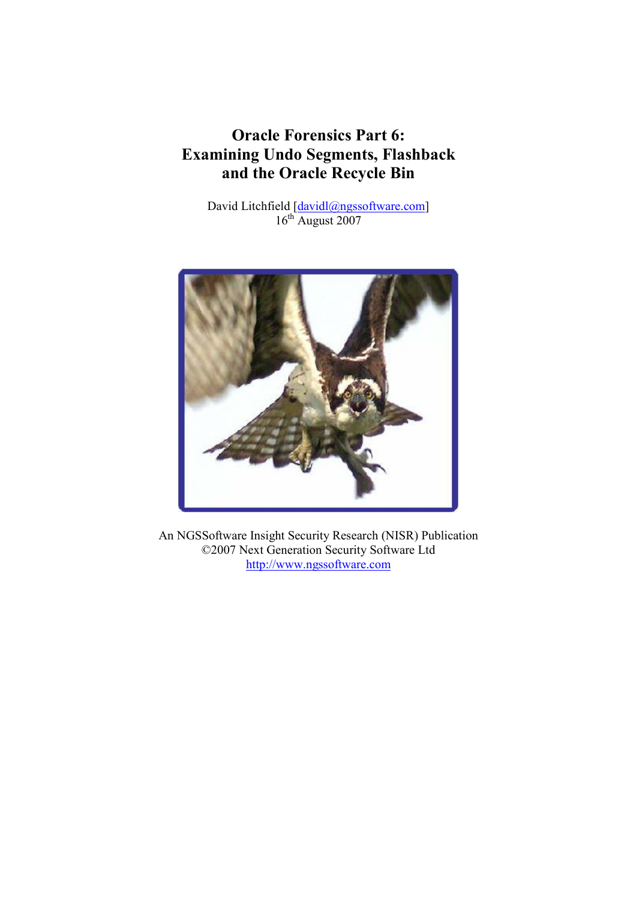# Oracle Forensics Part 6: Examining Undo Segments, Flashback and the Oracle Recycle Bin

David Litchfield [davidl@ngssoftware.com]
16th August 2007

An NGSSoftware Insight Security Research (NISR) Publication
©2007 Next Generation Security Software Ltd
http://www.ngssoftware.com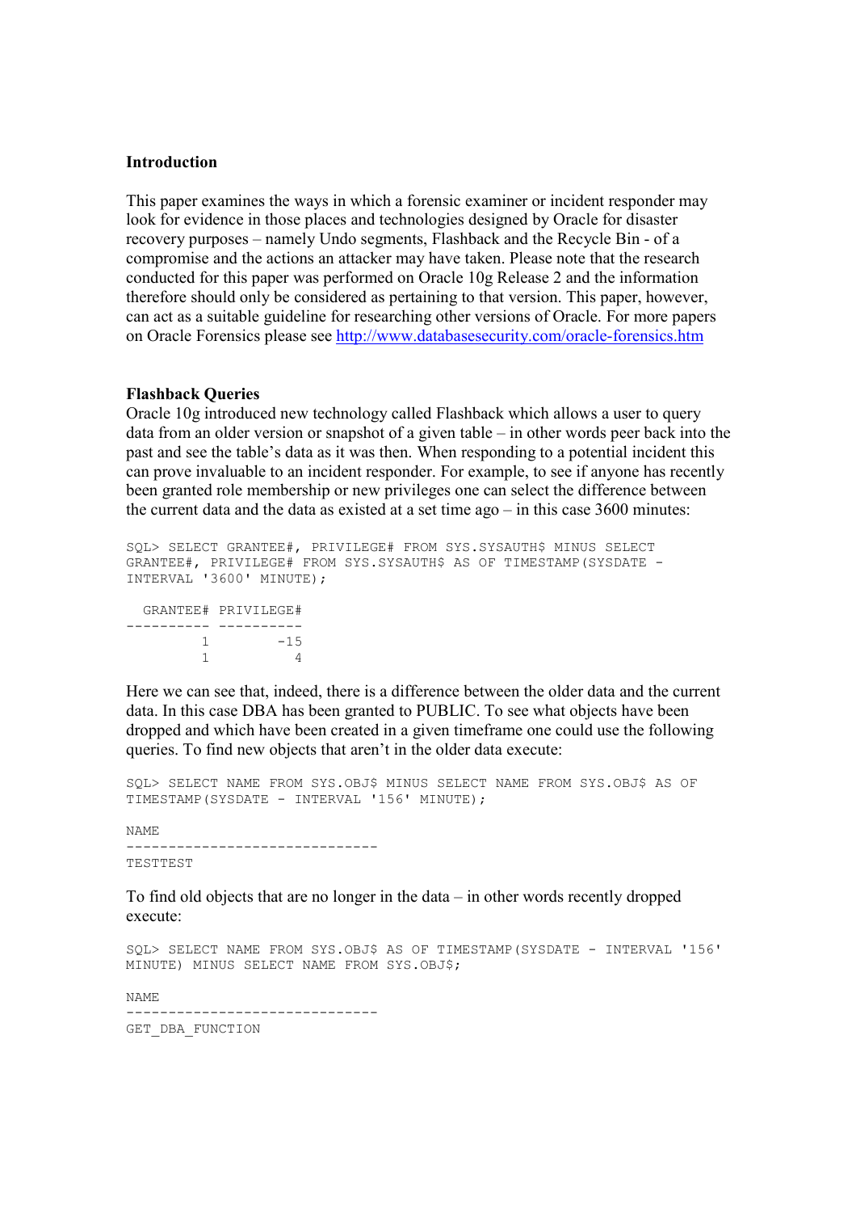**Introduction**

This paper examines the ways in which a forensic examiner or incident responder may look for evidence in those places and technologies designed by Oracle for disaster recovery purposes – namely Undo segments, Flashback and the Recycle Bin - of a compromise and the actions an attacker may have taken. Please note that the research conducted for this paper was performed on Oracle 10g Release 2 and the information therefore should only be considered as pertaining to that version. This paper, however, can act as a suitable guideline for researching other versions of Oracle. For more papers on Oracle Forensics please see http://www.databasesecurity.com/oracle-forensics.htm

**Flashback Queries**

Oracle 10g introduced new technology called Flashback which allows a user to query data from an older version or snapshot of a given table – in other words peer back into the past and see the table's data as it was then. When responding to a potential incident this can prove invaluable to an incident responder. For example, to see if anyone has recently been granted role membership or new privileges one can select the difference between the current data and the data as existed at a set time ago – in this case 3600 minutes:

```
SQL> SELECT GRANTEE#, PRIVILEGE# FROM SYS.SYSAUTH$ MINUS SELECT
GRANTEE#, PRIVILEGE# FROM SYS.SYSAUTH$ AS OF TIMESTAMP(SYSDATE -
INTERVAL '3600' MINUTE);

  GRANTEE# PRIVILEGE#
---------- ----------
         1        -15
         1          4
```

Here we can see that, indeed, there is a difference between the older data and the current data. In this case DBA has been granted to PUBLIC. To see what objects have been dropped and which have been created in a given timeframe one could use the following queries. To find new objects that aren't in the older data execute:

```
SQL> SELECT NAME FROM SYS.OBJ$ MINUS SELECT NAME FROM SYS.OBJ$ AS OF
TIMESTAMP(SYSDATE - INTERVAL '156' MINUTE);

NAME
------------------------------
TESTTEST
```

To find old objects that are no longer in the data – in other words recently dropped execute:

```
SQL> SELECT NAME FROM SYS.OBJ$ AS OF TIMESTAMP(SYSDATE - INTERVAL '156'
MINUTE) MINUS SELECT NAME FROM SYS.OBJ$;

NAME
------------------------------
GET_DBA_FUNCTION
```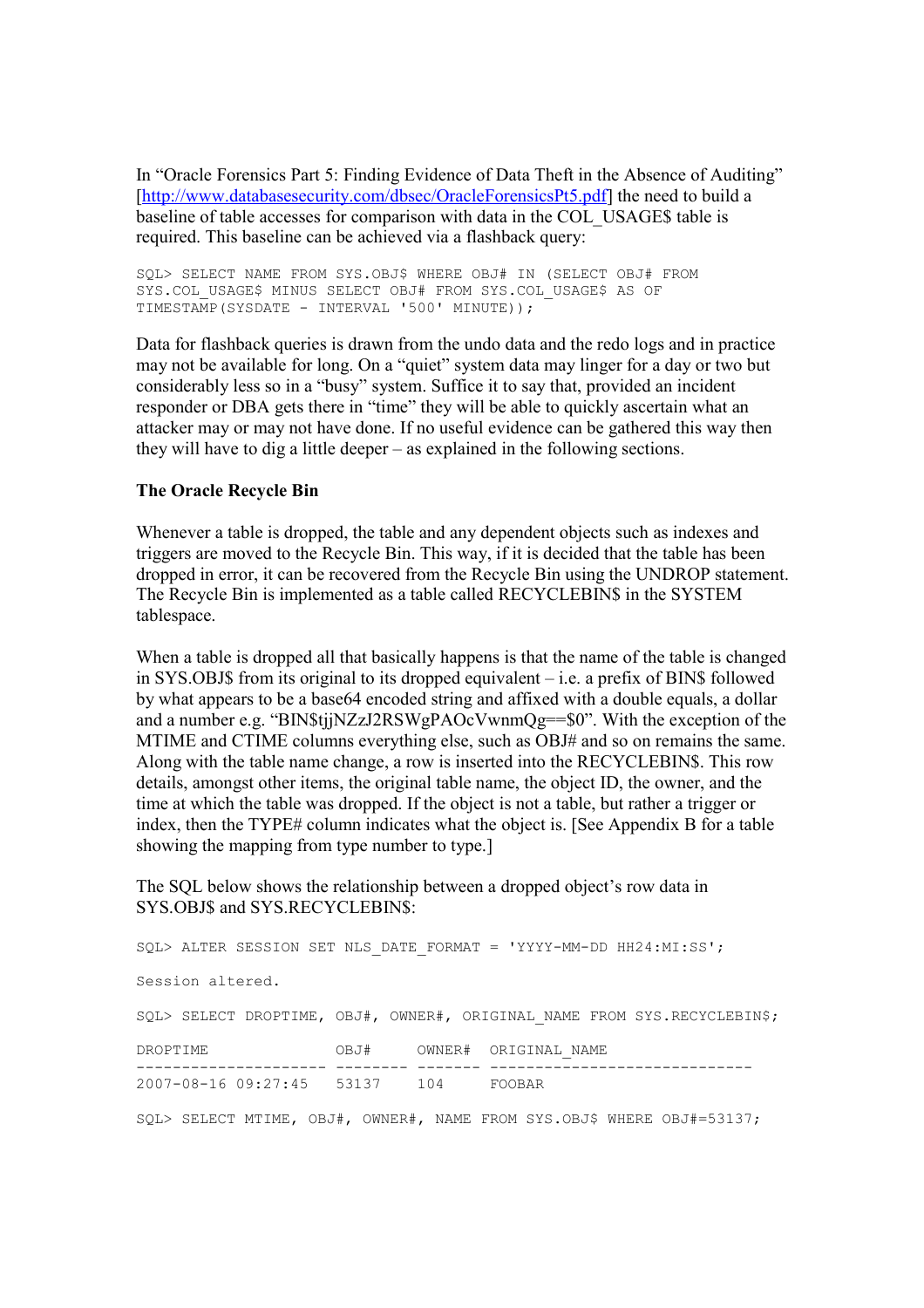In “Oracle Forensics Part 5: Finding Evidence of Data Theft in the Absence of Auditing” [http://www.databasesecurity.com/dbsec/OracleForensicsPt5.pdf] the need to build a baseline of table accesses for comparison with data in the COL_USAGE$ table is required. This baseline can be achieved via a flashback query:

```
SQL> SELECT NAME FROM SYS.OBJ$ WHERE OBJ# IN (SELECT OBJ# FROM
SYS.COL_USAGE$ MINUS SELECT OBJ# FROM SYS.COL_USAGE$ AS OF
TIMESTAMP(SYSDATE - INTERVAL '500' MINUTE));
```

Data for flashback queries is drawn from the undo data and the redo logs and in practice may not be available for long. On a “quiet” system data may linger for a day or two but considerably less so in a “busy” system. Suffice it to say that, provided an incident responder or DBA gets there in “time” they will be able to quickly ascertain what an attacker may or may not have done. If no useful evidence can be gathered this way then they will have to dig a little deeper – as explained in the following sections.

**The Oracle Recycle Bin**

Whenever a table is dropped, the table and any dependent objects such as indexes and triggers are moved to the Recycle Bin. This way, if it is decided that the table has been dropped in error, it can be recovered from the Recycle Bin using the UNDROP statement. The Recycle Bin is implemented as a table called RECYCLEBIN$ in the SYSTEM tablespace.

When a table is dropped all that basically happens is that the name of the table is changed in SYS.OBJ$ from its original to its dropped equivalent – i.e. a prefix of BIN$ followed by what appears to be a base64 encoded string and affixed with a double equals, a dollar and a number e.g. “BIN$tjjNZzJ2RSWgPAOcVwnmQg==$0”. With the exception of the MTIME and CTIME columns everything else, such as OBJ# and so on remains the same. Along with the table name change, a row is inserted into the RECYCLEBIN$. This row details, amongst other items, the original table name, the object ID, the owner, and the time at which the table was dropped. If the object is not a table, but rather a trigger or index, then the TYPE# column indicates what the object is. [See Appendix B for a table showing the mapping from type number to type.]

The SQL below shows the relationship between a dropped object’s row data in SYS.OBJ$ and SYS.RECYCLEBIN$:

```
SQL> ALTER SESSION SET NLS_DATE_FORMAT = 'YYYY-MM-DD HH24:MI:SS';

Session altered.

SQL> SELECT DROPTIME, OBJ#, OWNER#, ORIGINAL_NAME FROM SYS.RECYCLEBIN$;

DROPTIME              OBJ#     OWNER#  ORIGINAL_NAME
--------------------- -------- ------- -----------------------------
2007-08-16 09:27:45   53137    104     FOOBAR

SQL> SELECT MTIME, OBJ#, OWNER#, NAME FROM SYS.OBJ$ WHERE OBJ#=53137;
```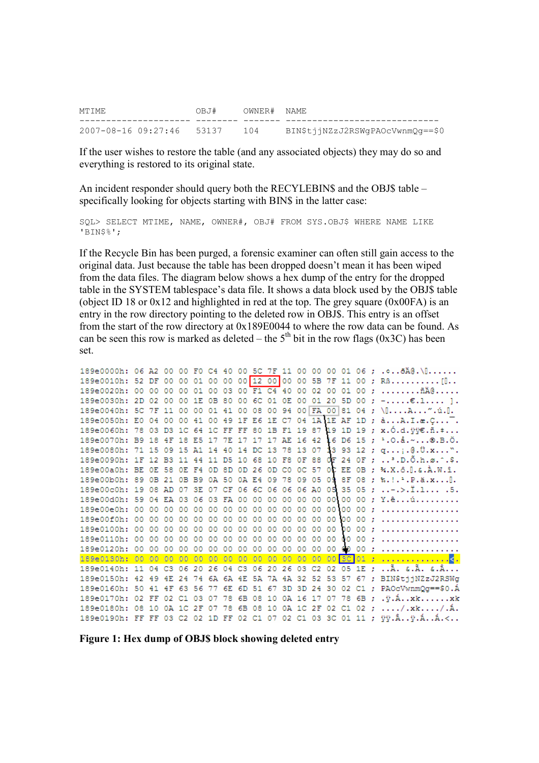```
MTIME                  OBJ#     OWNER#  NAME
---------------------- -------- ------- ------------------------------
2007-08-16 09:27:46    53137    104     BIN$tjjNZzJ2RSWgPAOcVwnmQg==$0
```

If the user wishes to restore the table (and any associated objects) they may do so and everything is restored to its original state.

An incident responder should query both the RECYLEBIN$ and the OBJ$ table – specifically looking for objects starting with BIN$ in the latter case:

```
SQL> SELECT MTIME, NAME, OWNER#, OBJ# FROM SYS.OBJ$ WHERE NAME LIKE
'BIN$%';
```

If the Recycle Bin has been purged, a forensic examiner can often still gain access to the original data. Just because the table has been dropped doesn't mean it has been wiped from the data files. The diagram below shows a hex dump of the entry for the dropped table in the SYSTEM tablespace's data file. It shows a data block used by the OBJ$ table (object ID 18 or 0x12 and highlighted in red at the top. The grey square (0x00FA) is an entry in the row directory pointing to the deleted row in OBJ$. This entry is an offset from the start of the row directory at 0x189E0044 to where the row data can be found. As can be seen this row is marked as deleted – the 5th bit in the row flags (0x3C) has been set.

```
189e0000h: 06 A2 00 00 F0 C4 40 00 5C 7F 11 00 00 00 01 06 ; .¢..ðÄ@.\.......
189e0010h: 52 DF 00 00 01 00 00 00 12 00 00 00 5B 7F 11 00 ; Rß..........[...
189e0020h: 00 00 00 00 01 00 03 00 F1 C4 40 00 02 00 01 00 ; ........ñÄ@.....
189e0030h: 2D 02 00 00 1E 0B 80 00 6C 01 0E 00 01 20 5D 00 ; -.....€.l.... ].
189e0040h: 5C 7F 11 00 00 01 41 00 08 00 94 00 FA 00 81 04 ; \.....A...".ú...
189e0050h: E0 04 00 00 41 00 49 1F E6 1E C7 04 1A 1E AF 1D ; à...A.I.æ.Ç...¯.
189e0060h: 78 03 D3 1C 64 1C FF FF 80 1B F1 19 87 19 1D 19 ; x.Ó.d.ÿÿ€.ñ.‡...
189e0070h: B9 18 4F 18 E5 17 7E 17 17 17 AE 16 42 16 D6 15 ; ¹.O.å.~...®.B.Ö.
189e0080h: 71 15 09 15 A1 14 40 14 DC 13 78 13 07 13 93 12 ; q...¡.@.Ü.x...".
189e0090h: 1F 12 B3 11 44 11 D5 10 68 10 F8 0F 88 0F 24 0F ; ..³.D.Õ.h.ø.ˆ.$.
189e00a0h: BE 0E 58 0E F4 0D 8D 0D 26 0D C0 0C 57 0C EE 0B ; ¾.X.ô...&.À.W.î.
189e00b0h: 89 0B 21 0B B9 0A 50 0A E4 09 78 09 05 09 8F 08 ; ‰.!.¹.P.ä.x.....
189e00c0h: 19 08 AD 07 3E 07 CF 06 6C 06 06 06 A0 05 35 05 ; ..­.>.Ï.l... .5.
189e00d0h: 59 04 EA 03 06 03 FA 00 00 00 00 00 00 00 00 00 ; Y.ê...ú.........
189e00e0h: 00 00 00 00 00 00 00 00 00 00 00 00 00 00 00 00 ; ................
189e00f0h: 00 00 00 00 00 00 00 00 00 00 00 00 00 00 00 00 ; ................
189e0100h: 00 00 00 00 00 00 00 00 00 00 00 00 00 00 00 00 ; ................
189e0110h: 00 00 00 00 00 00 00 00 00 00 00 00 00 00 00 00 ; ................
189e0120h: 00 00 00 00 00 00 00 00 00 00 00 00 00 00 00 00 ; ................
189e0130h: 00 00 00 00 00 00 00 00 00 00 00 00 00 00 3C 01 ; ..............<.
189e0140h: 11 04 C3 06 20 26 04 C3 06 20 26 03 C2 02 05 1E ; ..Ã. &.Ã. &.Â...
189e0150h: 42 49 4E 24 74 6A 6A 4E 5A 7A 4A 32 52 53 57 67 ; BIN$tjjNZzJ2RSWg
189e0160h: 50 41 4F 63 56 77 6E 6D 51 67 3D 3D 24 30 02 C1 ; PAOcVwnmQg==$0.Á
189e0170h: 02 FF 02 C1 03 07 78 6B 08 10 0A 16 17 07 78 6B ; .ÿ.Á..xk......xk
189e0180h: 08 10 0A 1C 2F 07 78 6B 08 10 0A 1C 2F 02 C1 02 ; ..../.xk..../.Á.
189e0190h: FF FF 03 C2 02 1D FF 02 C1 07 02 C1 03 3C 01 11 ; ÿÿ.Â..ÿ.Á..Á.<..
```

**Figure 1: Hex dump of OBJ$ block showing deleted entry**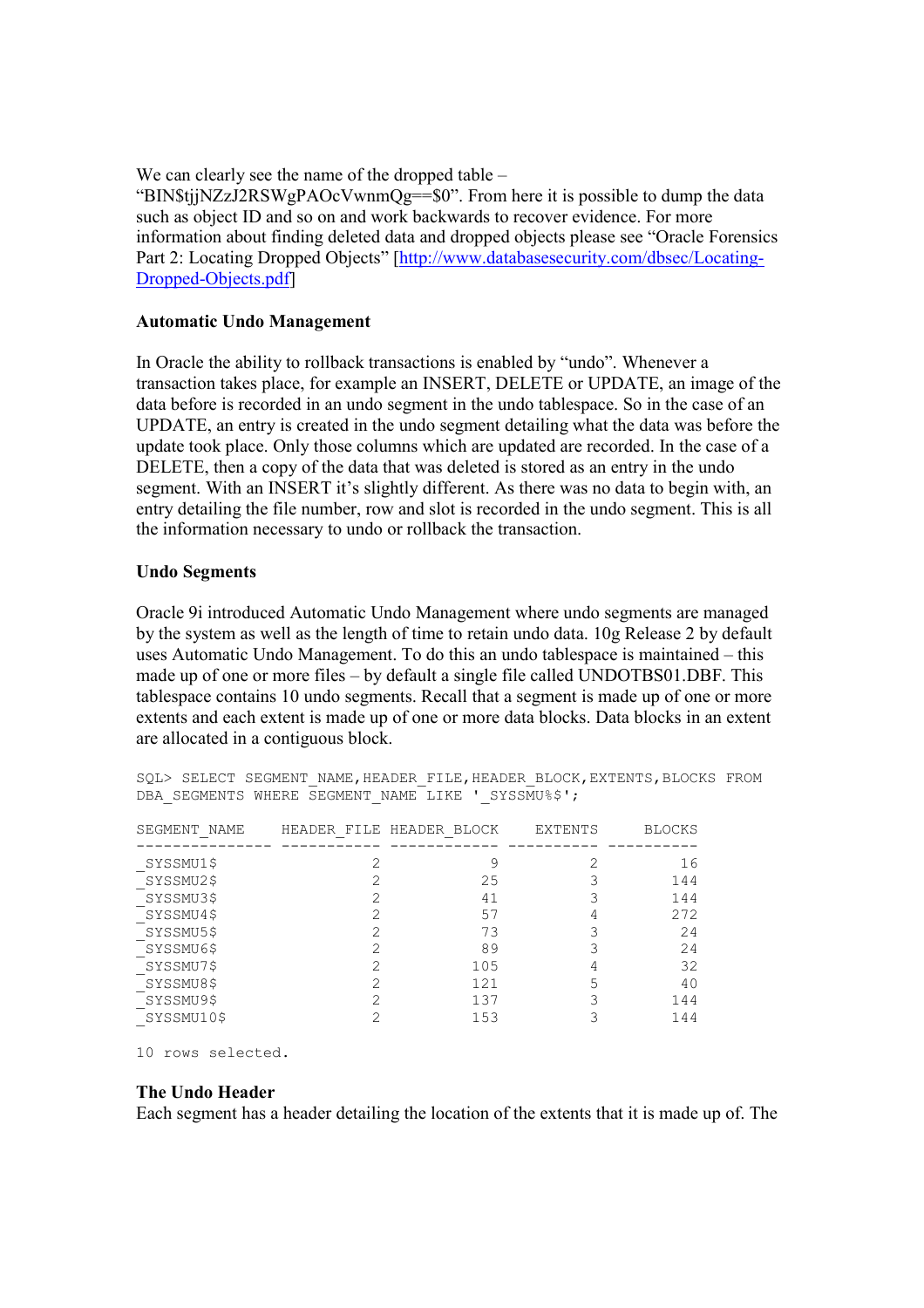We can clearly see the name of the dropped table – "BIN$tjjNZzJ2RSWgPAOcVwnmQg==$0". From here it is possible to dump the data such as object ID and so on and work backwards to recover evidence. For more information about finding deleted data and dropped objects please see "Oracle Forensics Part 2: Locating Dropped Objects" [http://www.databasesecurity.com/dbsec/Locating-Dropped-Objects.pdf]

**Automatic Undo Management**

In Oracle the ability to rollback transactions is enabled by "undo". Whenever a transaction takes place, for example an INSERT, DELETE or UPDATE, an image of the data before is recorded in an undo segment in the undo tablespace. So in the case of an UPDATE, an entry is created in the undo segment detailing what the data was before the update took place. Only those columns which are updated are recorded. In the case of a DELETE, then a copy of the data that was deleted is stored as an entry in the undo segment. With an INSERT it's slightly different. As there was no data to begin with, an entry detailing the file number, row and slot is recorded in the undo segment. This is all the information necessary to undo or rollback the transaction.

**Undo Segments**

Oracle 9i introduced Automatic Undo Management where undo segments are managed by the system as well as the length of time to retain undo data. 10g Release 2 by default uses Automatic Undo Management. To do this an undo tablespace is maintained – this made up of one or more files – by default a single file called UNDOTBS01.DBF. This tablespace contains 10 undo segments. Recall that a segment is made up of one or more extents and each extent is made up of one or more data blocks. Data blocks in an extent are allocated in a contiguous block.

```
SQL> SELECT SEGMENT_NAME,HEADER_FILE,HEADER_BLOCK,EXTENTS,BLOCKS FROM
DBA_SEGMENTS WHERE SEGMENT_NAME LIKE '_SYSSMU%$';

SEGMENT_NAME    HEADER_FILE HEADER_BLOCK    EXTENTS     BLOCKS
--------------- ----------- ------------ ---------- ----------
_SYSSMU1$                 2            9          2         16
_SYSSMU2$                 2           25          3        144
_SYSSMU3$                 2           41          3        144
_SYSSMU4$                 2           57          4        272
_SYSSMU5$                 2           73          3         24
_SYSSMU6$                 2           89          3         24
_SYSSMU7$                 2          105          4         32
_SYSSMU8$                 2          121          5         40
_SYSSMU9$                 2          137          3        144
_SYSSMU10$                2          153          3        144

10 rows selected.
```

**The Undo Header**

Each segment has a header detailing the location of the extents that it is made up of. The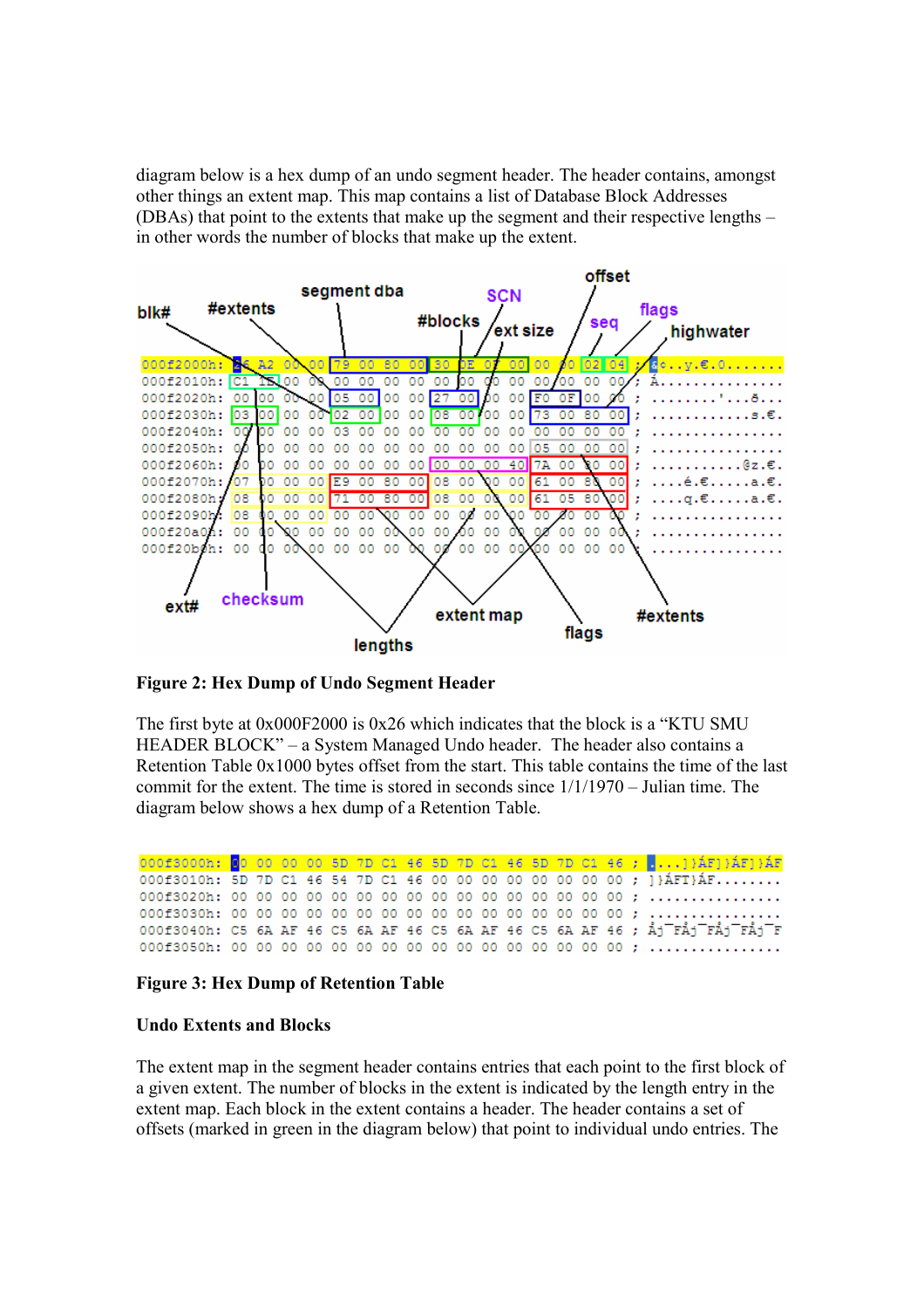diagram below is a hex dump of an undo segment header. The header contains, amongst other things an extent map. This map contains a list of Database Block Addresses (DBAs) that point to the extents that make up the segment and their respective lengths – in other words the number of blocks that make up the extent.

```
000f2000h: 26 A2 00 00 79 00 80 00 30 0E 07 00 00 00 02 04 ; &¢..y.€.0.......
000f2010h: C1 1E 00 00 00 00 00 00 00 00 00 00 00 00 00 00 ; Á...............
000f2020h: 00 00 00 00 05 00 00 00 27 00 00 00 F0 0F 00 00 ; ........'...ð...
000f2030h: 03 00 00 00 02 00 00 00 08 00 00 00 73 00 80 00 ; ............s.€.
000f2040h: 00 00 00 00 03 00 00 00 00 00 00 00 00 00 00 00 ; ................
000f2050h: 00 00 00 00 00 00 00 00 00 00 00 00 05 00 00 00 ; ................
000f2060h: 00 00 00 00 00 00 00 00 00 00 00 40 7A 00 80 00 ; ...........@z.€.
000f2070h: 07 00 00 00 E9 00 80 00 08 00 00 00 61 00 80 00 ; ....é.€.....a.€.
000f2080h: 08 00 00 00 71 00 80 00 08 00 00 00 61 05 80 00 ; ....q.€.....a.€.
000f2090h: 08 00 00 00 00 00 00 00 00 00 00 00 00 00 00 00 ; ................
000f20a0h: 00 00 00 00 00 00 00 00 00 00 00 00 00 00 00 00 ; ................
000f20b0h: 00 00 00 00 00 00 00 00 00 00 00 00 00 00 00 00 ; ................
```

Labels: blk#, #extents, segment dba, #blocks, SCN, ext size, offset, seq, flags, highwater, ext#, checksum, lengths, extent map, flags, #extents

**Figure 2: Hex Dump of Undo Segment Header**

The first byte at 0x000F2000 is 0x26 which indicates that the block is a “KTU SMU HEADER BLOCK” – a System Managed Undo header. The header also contains a Retention Table 0x1000 bytes offset from the start. This table contains the time of the last commit for the extent. The time is stored in seconds since 1/1/1970 – Julian time. The diagram below shows a hex dump of a Retention Table.

```
000f3000h: 00 00 00 00 5D 7D C1 46 5D 7D C1 46 5D 7D C1 46 ; ....]}ÁF]}ÁF]}ÁF
000f3010h: 5D 7D C1 46 54 7D C1 46 00 00 00 00 00 00 00 00 ; ]}ÁFT}ÁF........
000f3020h: 00 00 00 00 00 00 00 00 00 00 00 00 00 00 00 00 ; ................
000f3030h: 00 00 00 00 00 00 00 00 00 00 00 00 00 00 00 00 ; ................
000f3040h: C5 6A AF 46 C5 6A AF 46 C5 6A AF 46 C5 6A AF 46 ; Åj¯FÅj¯FÅj¯FÅj¯F
000f3050h: 00 00 00 00 00 00 00 00 00 00 00 00 00 00 00 00 ; ................
```

**Figure 3: Hex Dump of Retention Table**

**Undo Extents and Blocks**

The extent map in the segment header contains entries that each point to the first block of a given extent. The number of blocks in the extent is indicated by the length entry in the extent map. Each block in the extent contains a header. The header contains a set of offsets (marked in green in the diagram below) that point to individual undo entries. The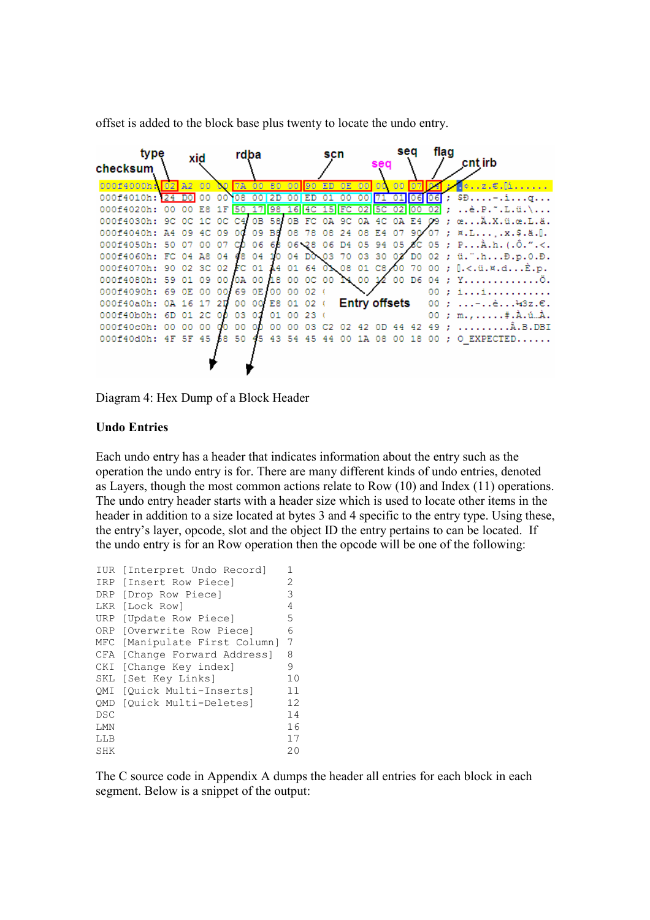offset is added to the block base plus twenty to locate the undo entry.

```
000f4000h: 02 A2 00 00 7A 00 80 00 90 ED 0E 00 00 00 07 04 ; ....z.€.......
000f4010h: 24 D0 00 00 08 00 2D 00 ED 01 00 00 71 01 06 06 ; $Ð....-.í...q...
000f4020h: 00 00 E8 1F 50 17 98 16 4C 15 FC 02 5C 02 00 02 ; ..è.P.˜.L.ü.\...
000f4030h: 9C 0C 1C 0C C4 0B 58 0B FC 0A 9C 0A 4C 0A E4 09 ; œ...Ä.X.ü.œ.L.ä.
000f4040h: A4 09 4C 09 00 09 B8 08 78 08 24 08 E4 07 90 07 ; ¤.L.....x.$.ä...
000f4050h: 50 07 00 07 C0 06 68 06 28 06 D4 05 94 05 8C 05 ; P...À.h.(.Ô.”.Œ.
000f4060h: FC 04 A8 04 68 04 10 04 D0 03 70 03 30 03 D0 02 ; ü.¨.h...Ð.p.0.Ð.
000f4070h: 90 02 3C 02 FC 01 A4 01 64 01 08 01 C8 00 70 00 ; ..<.ü.¤.d...È.p.
000f4080h: 59 01 09 00 0A 00 18 00 0C 00 14 00 12 00 D6 04 ; Y.............Ö.
000f4090h: 69 0E 00 00 69 0E 00 00 02 (             00 ; i...i.........
000f40a0h: 0A 16 17 2D 00 00 E8 01 02 (             00 ; ...-..è.....
000f40b0h: 6D 01 2C 00 03 02 01 00 23 (             00 ; m.,.....#.À.ú..
000f40c0h: 00 00 00 00 00 00 00 00 03 C2 02 42 0D 44 42 49 ; ........Â.B.DBI
000f40d0h: 4F 5F 45 58 50 45 43 54 45 44 00 1A 08 00 18 00 ; O_EXPECTED......
```

Diagram 4: Hex Dump of a Block Header

**Undo Entries**

Each undo entry has a header that indicates information about the entry such as the operation the undo entry is for. There are many different kinds of undo entries, denoted as Layers, though the most common actions relate to Row (10) and Index (11) operations. The undo entry header starts with a header size which is used to locate other items in the header in addition to a size located at bytes 3 and 4 specific to the entry type. Using these, the entry's layer, opcode, slot and the object ID the entry pertains to can be located. If the undo entry is for an Row operation then the opcode will be one of the following:

```
IUR [Interpret Undo Record]     1
IRP [Insert Row Piece]          2
DRP [Drop Row Piece]            3
LKR [Lock Row]                  4
URP [Update Row Piece]          5
ORP [Overwrite Row Piece]       6
MFC [Manipulate First Column]   7
CFA [Change Forward Address]    8
CKI [Change Key index]          9
SKL [Set Key Links]             10
QMI [Quick Multi-Inserts]       11
QMD [Quick Multi-Deletes]       12
DSC                             14
LMN                             16
LLB                             17
SHK                             20
```

The C source code in Appendix A dumps the header all entries for each block in each segment. Below is a snippet of the output: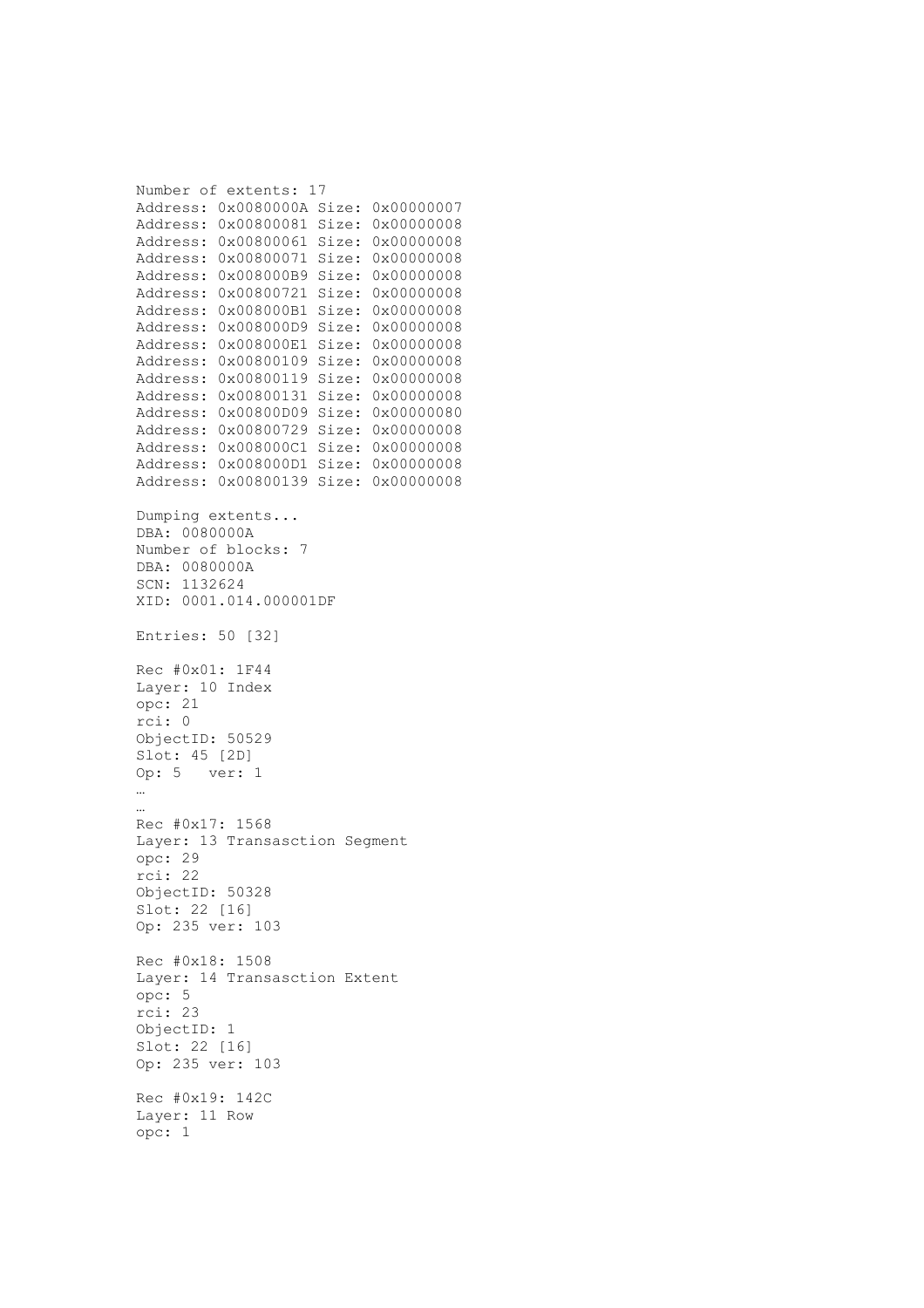```
Number of extents: 17
Address: 0x0080000A Size: 0x00000007
Address: 0x00800081 Size: 0x00000008
Address: 0x00800061 Size: 0x00000008
Address: 0x00800071 Size: 0x00000008
Address: 0x008000B9 Size: 0x00000008
Address: 0x00800721 Size: 0x00000008
Address: 0x008000B1 Size: 0x00000008
Address: 0x008000D9 Size: 0x00000008
Address: 0x008000E1 Size: 0x00000008
Address: 0x00800109 Size: 0x00000008
Address: 0x00800119 Size: 0x00000008
Address: 0x00800131 Size: 0x00000008
Address: 0x00800D09 Size: 0x00000080
Address: 0x00800729 Size: 0x00000008
Address: 0x008000C1 Size: 0x00000008
Address: 0x008000D1 Size: 0x00000008
Address: 0x00800139 Size: 0x00000008

Dumping extents...
DBA: 0080000A
Number of blocks: 7
DBA: 0080000A
SCN: 1132624
XID: 0001.014.000001DF

Entries: 50 [32]

Rec #0x01: 1F44
Layer: 10 Index
opc: 21
rci: 0
ObjectID: 50529
Slot: 45 [2D]
Op: 5   ver: 1
…
…
Rec #0x17: 1568
Layer: 13 Transasction Segment
opc: 29
rci: 22
ObjectID: 50328
Slot: 22 [16]
Op: 235 ver: 103

Rec #0x18: 1508
Layer: 14 Transasction Extent
opc: 5
rci: 23
ObjectID: 1
Slot: 22 [16]
Op: 235 ver: 103

Rec #0x19: 142C
Layer: 11 Row
opc: 1
```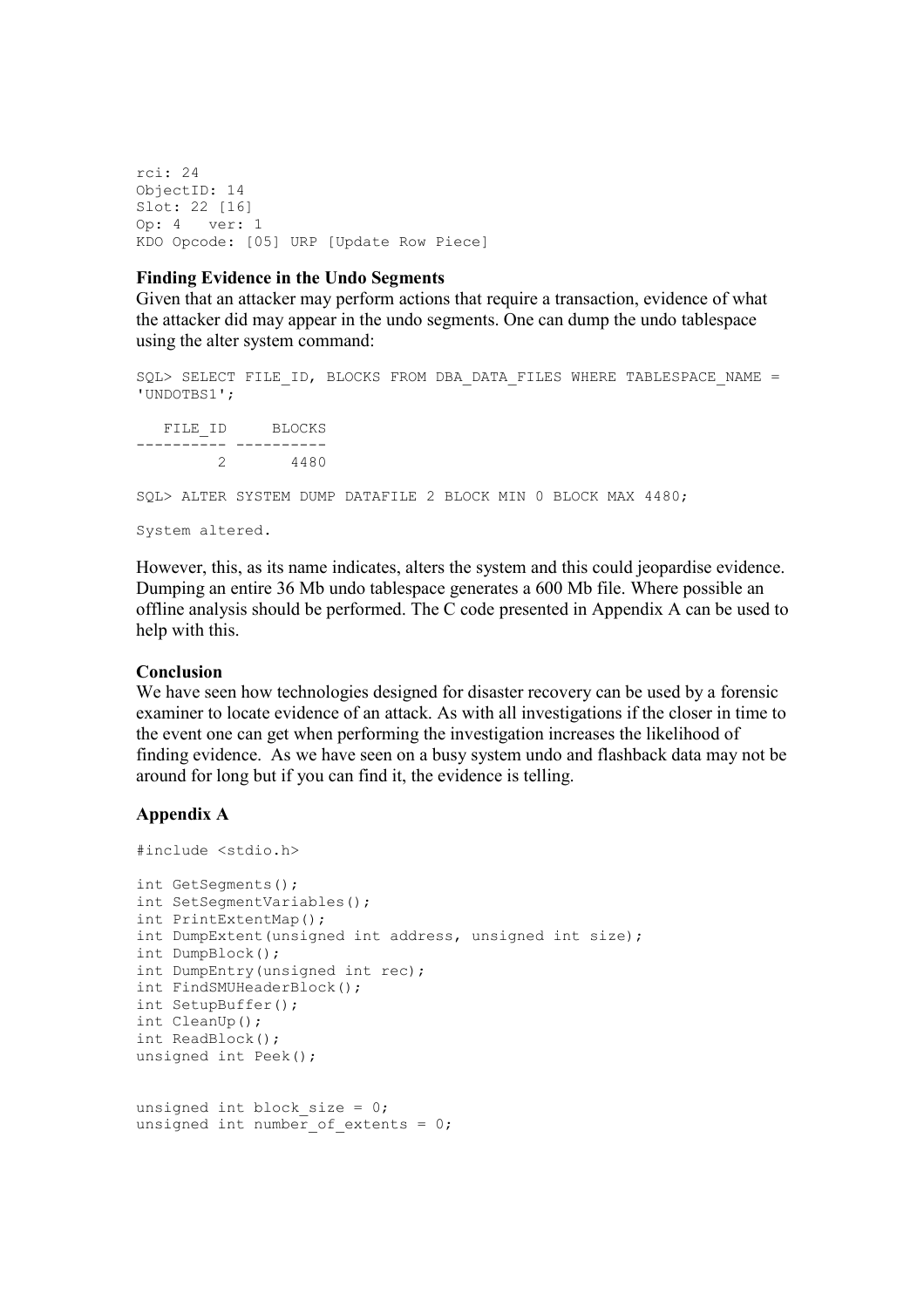```
rci: 24
ObjectID: 14
Slot: 22 [16]
Op: 4   ver: 1
KDO Opcode: [05] URP [Update Row Piece]
```

**Finding Evidence in the Undo Segments**

Given that an attacker may perform actions that require a transaction, evidence of what the attacker did may appear in the undo segments. One can dump the undo tablespace using the alter system command:

```
SQL> SELECT FILE_ID, BLOCKS FROM DBA_DATA_FILES WHERE TABLESPACE_NAME =
'UNDOTBS1';

   FILE_ID     BLOCKS
---------- ----------
         2       4480

SQL> ALTER SYSTEM DUMP DATAFILE 2 BLOCK MIN 0 BLOCK MAX 4480;

System altered.
```

However, this, as its name indicates, alters the system and this could jeopardise evidence. Dumping an entire 36 Mb undo tablespace generates a 600 Mb file. Where possible an offline analysis should be performed. The C code presented in Appendix A can be used to help with this.

**Conclusion**

We have seen how technologies designed for disaster recovery can be used by a forensic examiner to locate evidence of an attack. As with all investigations if the closer in time to the event one can get when performing the investigation increases the likelihood of finding evidence. As we have seen on a busy system undo and flashback data may not be around for long but if you can find it, the evidence is telling.

**Appendix A**

```
#include <stdio.h>

int GetSegments();
int SetSegmentVariables();
int PrintExtentMap();
int DumpExtent(unsigned int address, unsigned int size);
int DumpBlock();
int DumpEntry(unsigned int rec);
int FindSMUHeaderBlock();
int SetupBuffer();
int CleanUp();
int ReadBlock();
unsigned int Peek();


unsigned int block_size = 0;
unsigned int number_of_extents = 0;
```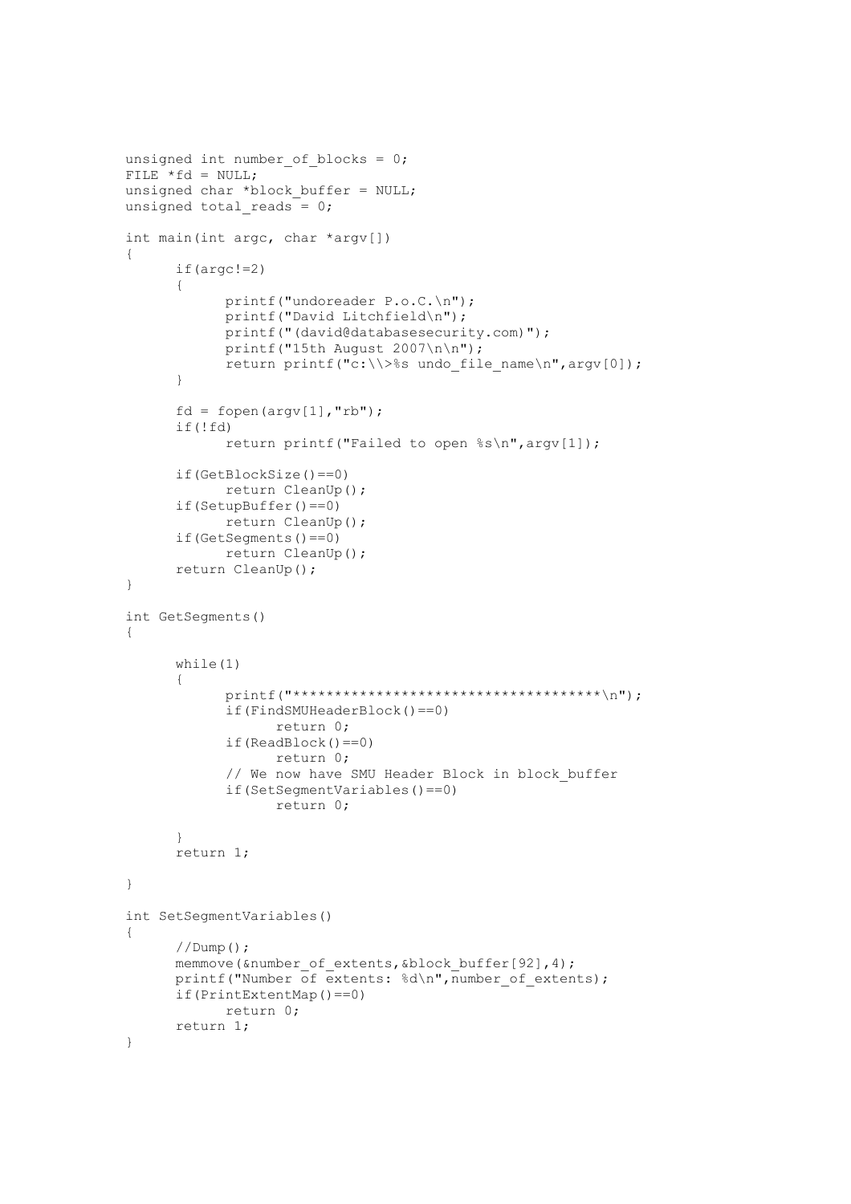```
unsigned int number_of_blocks = 0;
FILE *fd = NULL;
unsigned char *block_buffer = NULL;
unsigned total_reads = 0;

int main(int argc, char *argv[])
{
      if(argc!=2)
      {
            printf("undoreader P.o.C.\n");
            printf("David Litchfield\n");
            printf("(david@databasesecurity.com)");
            printf("15th August 2007\n\n");
            return printf("c:\\>%s undo_file_name\n",argv[0]);
      }

      fd = fopen(argv[1],"rb");
      if(!fd)
            return printf("Failed to open %s\n",argv[1]);

      if(GetBlockSize()==0)
            return CleanUp();
      if(SetupBuffer()==0)
            return CleanUp();
      if(GetSegments()==0)
            return CleanUp();
      return CleanUp();
}

int GetSegments()
{

      while(1)
      {
            printf("************************************\n");
            if(FindSMUHeaderBlock()==0)
                  return 0;
            if(ReadBlock()==0)
                  return 0;
            // We now have SMU Header Block in block_buffer
            if(SetSegmentVariables()==0)
                  return 0;

      }
      return 1;

}

int SetSegmentVariables()
{
      //Dump();
      memmove(&number_of_extents,&block_buffer[92],4);
      printf("Number of extents: %d\n",number_of_extents);
      if(PrintExtentMap()==0)
            return 0;
      return 1;
}
```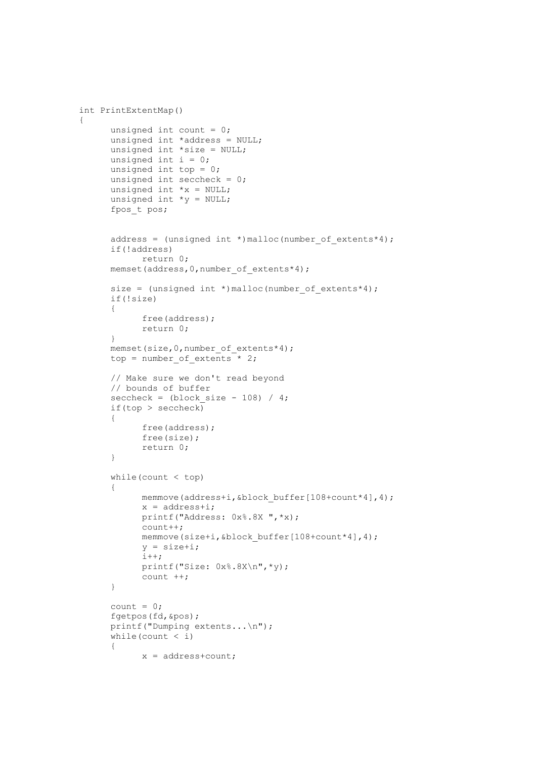```
int PrintExtentMap()
{
      unsigned int count = 0;
      unsigned int *address = NULL;
      unsigned int *size = NULL;
      unsigned int i = 0;
      unsigned int top = 0;
      unsigned int seccheck = 0;
      unsigned int *x = NULL;
      unsigned int *y = NULL;
      fpos_t pos;


      address = (unsigned int *)malloc(number_of_extents*4);
      if(!address)
            return 0;
      memset(address,0,number_of_extents*4);

      size = (unsigned int *)malloc(number_of_extents*4);
      if(!size)
      {
            free(address);
            return 0;
      }
      memset(size,0,number_of_extents*4);
      top = number_of_extents * 2;

      // Make sure we don't read beyond
      // bounds of buffer
      seccheck = (block_size - 108) / 4;
      if(top > seccheck)
      {
            free(address);
            free(size);
            return 0;
      }

      while(count < top)
      {
            memmove(address+i,&block_buffer[108+count*4],4);
            x = address+i;
            printf("Address: 0x%.8X ",*x);
            count++;
            memmove(size+i,&block_buffer[108+count*4],4);
            y = size+i;
            i++;
            printf("Size: 0x%.8X\n",*y);
            count ++;
      }

      count = 0;
      fgetpos(fd,&pos);
      printf("Dumping extents...\n");
      while(count < i)
      {
            x = address+count;
```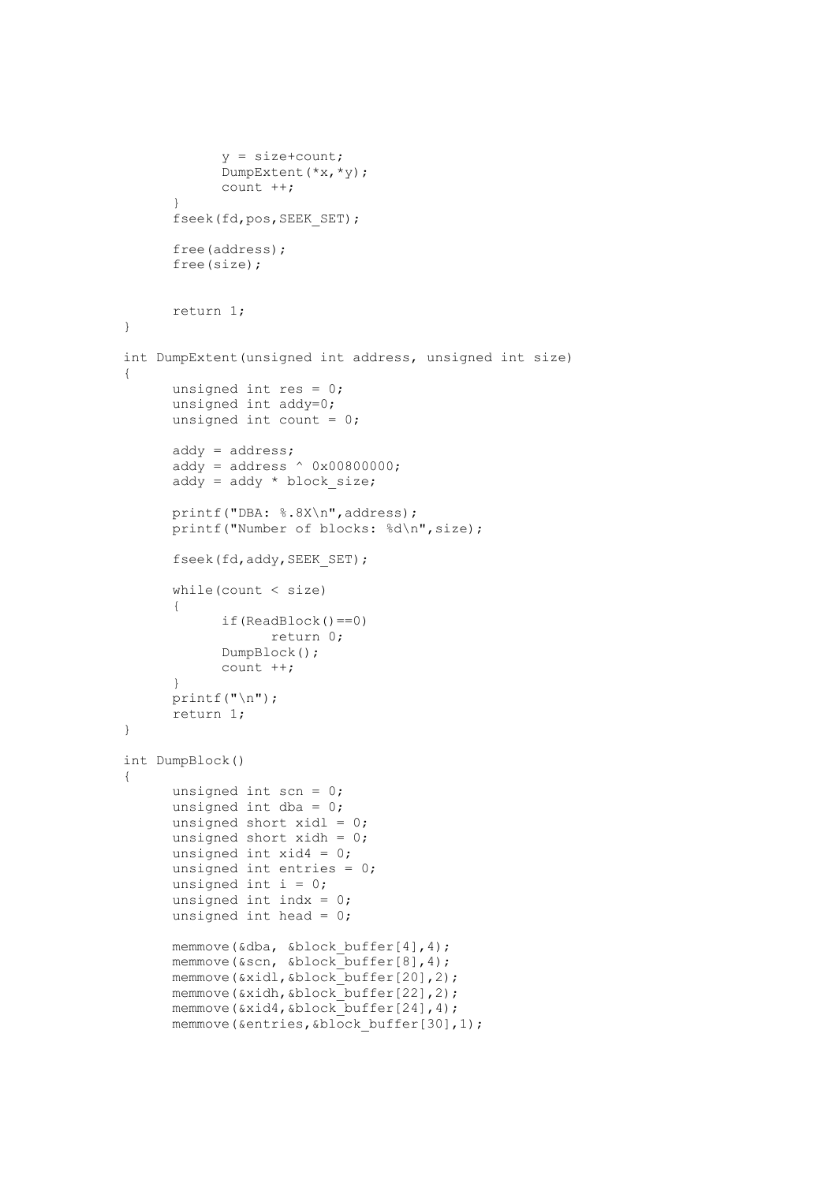```
            y = size+count;
            DumpExtent(*x,*y);
            count ++;
      }
      fseek(fd,pos,SEEK_SET);

      free(address);
      free(size);


      return 1;
}

int DumpExtent(unsigned int address, unsigned int size)
{
      unsigned int res = 0;
      unsigned int addy=0;
      unsigned int count = 0;

      addy = address;
      addy = address ^ 0x00800000;
      addy = addy * block_size;

      printf("DBA: %.8X\n",address);
      printf("Number of blocks: %d\n",size);

      fseek(fd,addy,SEEK_SET);

      while(count < size)
      {
            if(ReadBlock()==0)
                  return 0;
            DumpBlock();
            count ++;
      }
      printf("\n");
      return 1;
}

int DumpBlock()
{
      unsigned int scn = 0;
      unsigned int dba = 0;
      unsigned short xidl = 0;
      unsigned short xidh = 0;
      unsigned int xid4 = 0;
      unsigned int entries = 0;
      unsigned int i = 0;
      unsigned int indx = 0;
      unsigned int head = 0;

      memmove(&dba, &block_buffer[4],4);
      memmove(&scn, &block_buffer[8],4);
      memmove(&xidl,&block_buffer[20],2);
      memmove(&xidh,&block_buffer[22],2);
      memmove(&xid4,&block_buffer[24],4);
      memmove(&entries,&block_buffer[30],1);
```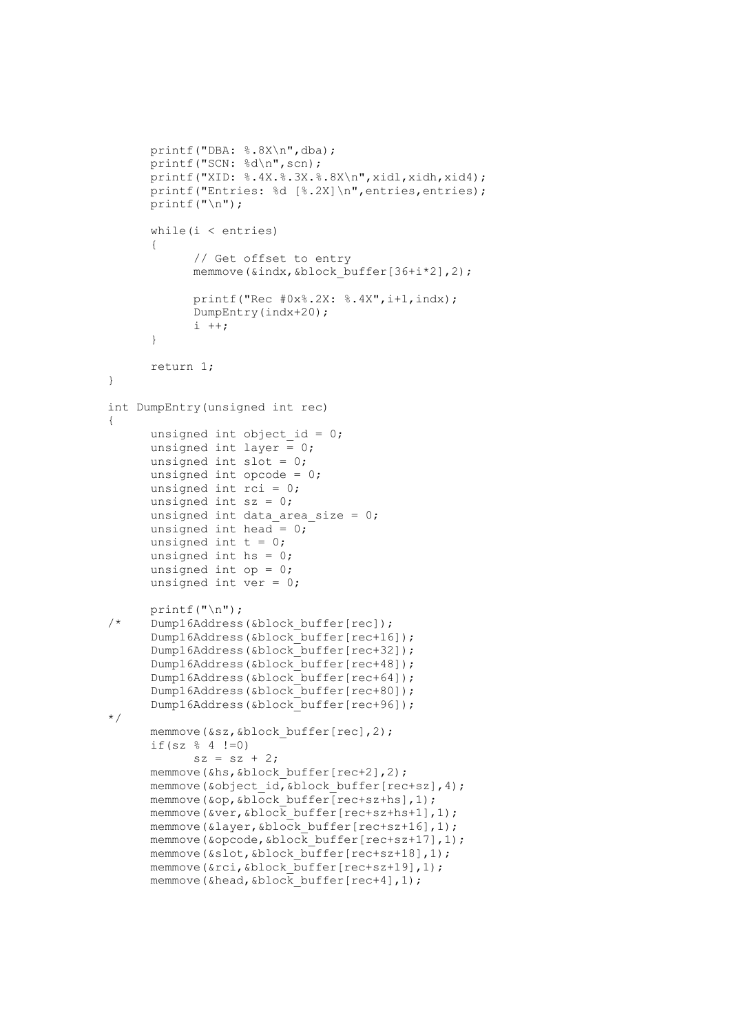```
      printf("DBA: %.8X\n",dba);
      printf("SCN: %d\n",scn);
      printf("XID: %.4X.%.3X.%.8X\n",xidl,xidh,xid4);
      printf("Entries: %d [%.2X]\n",entries,entries);
      printf("\n");

      while(i < entries)
      {
            // Get offset to entry
            memmove(&indx,&block_buffer[36+i*2],2);

            printf("Rec #0x%.2X: %.4X",i+1,indx);
            DumpEntry(indx+20);
            i ++;
      }

      return 1;
}

int DumpEntry(unsigned int rec)
{
      unsigned int object_id = 0;
      unsigned int layer = 0;
      unsigned int slot = 0;
      unsigned int opcode = 0;
      unsigned int rci = 0;
      unsigned int sz = 0;
      unsigned int data_area_size = 0;
      unsigned int head = 0;
      unsigned int t = 0;
      unsigned int hs = 0;
      unsigned int op = 0;
      unsigned int ver = 0;

      printf("\n");
/*    Dump16Address(&block_buffer[rec]);
      Dump16Address(&block_buffer[rec+16]);
      Dump16Address(&block_buffer[rec+32]);
      Dump16Address(&block_buffer[rec+48]);
      Dump16Address(&block_buffer[rec+64]);
      Dump16Address(&block_buffer[rec+80]);
      Dump16Address(&block_buffer[rec+96]);
*/
      memmove(&sz,&block_buffer[rec],2);
      if(sz % 4 !=0)
            sz = sz + 2;
      memmove(&hs,&block_buffer[rec+2],2);
      memmove(&object_id,&block_buffer[rec+sz],4);
      memmove(&op,&block_buffer[rec+sz+hs],1);
      memmove(&ver,&block_buffer[rec+sz+hs+1],1);
      memmove(&layer,&block_buffer[rec+sz+16],1);
      memmove(&opcode,&block_buffer[rec+sz+17],1);
      memmove(&slot,&block_buffer[rec+sz+18],1);
      memmove(&rci,&block_buffer[rec+sz+19],1);
      memmove(&head,&block_buffer[rec+4],1);
```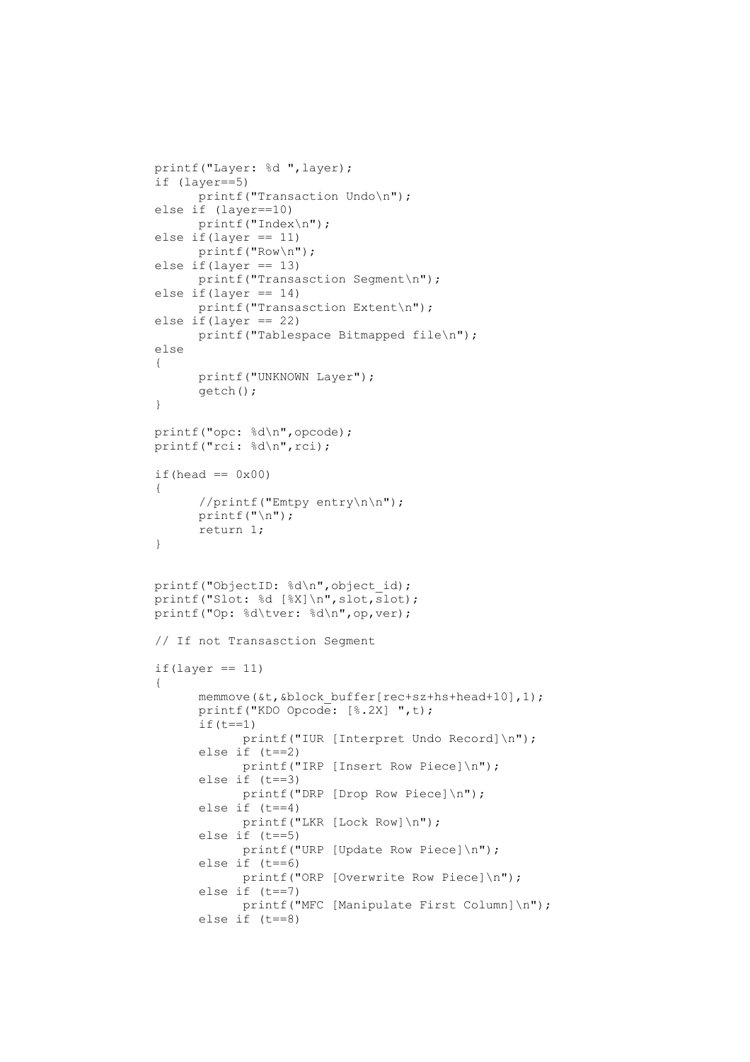```
printf("Layer: %d ",layer);
if (layer==5)
      printf("Transaction Undo\n");
else if (layer==10)
      printf("Index\n");
else if(layer == 11)
      printf("Row\n");
else if(layer == 13)
      printf("Transasction Segment\n");
else if(layer == 14)
      printf("Transasction Extent\n");
else if(layer == 22)
      printf("Tablespace Bitmapped file\n");
else
{
      printf("UNKNOWN Layer");
      getch();
}

printf("opc: %d\n",opcode);
printf("rci: %d\n",rci);

if(head == 0x00)
{
      //printf("Emtpy entry\n\n");
      printf("\n");
      return 1;
}


printf("ObjectID: %d\n",object_id);
printf("Slot: %d [%X]\n",slot,slot);
printf("Op: %d\tver: %d\n",op,ver);

// If not Transasction Segment

if(layer == 11)
{
      memmove(&t,&block_buffer[rec+sz+hs+head+10],1);
      printf("KDO Opcode: [%.2X] ",t);
      if(t==1)
            printf("IUR [Interpret Undo Record]\n");
      else if (t==2)
            printf("IRP [Insert Row Piece]\n");
      else if (t==3)
            printf("DRP [Drop Row Piece]\n");
      else if (t==4)
            printf("LKR [Lock Row]\n");
      else if (t==5)
            printf("URP [Update Row Piece]\n");
      else if (t==6)
            printf("ORP [Overwrite Row Piece]\n");
      else if (t==7)
            printf("MFC [Manipulate First Column]\n");
      else if (t==8)
```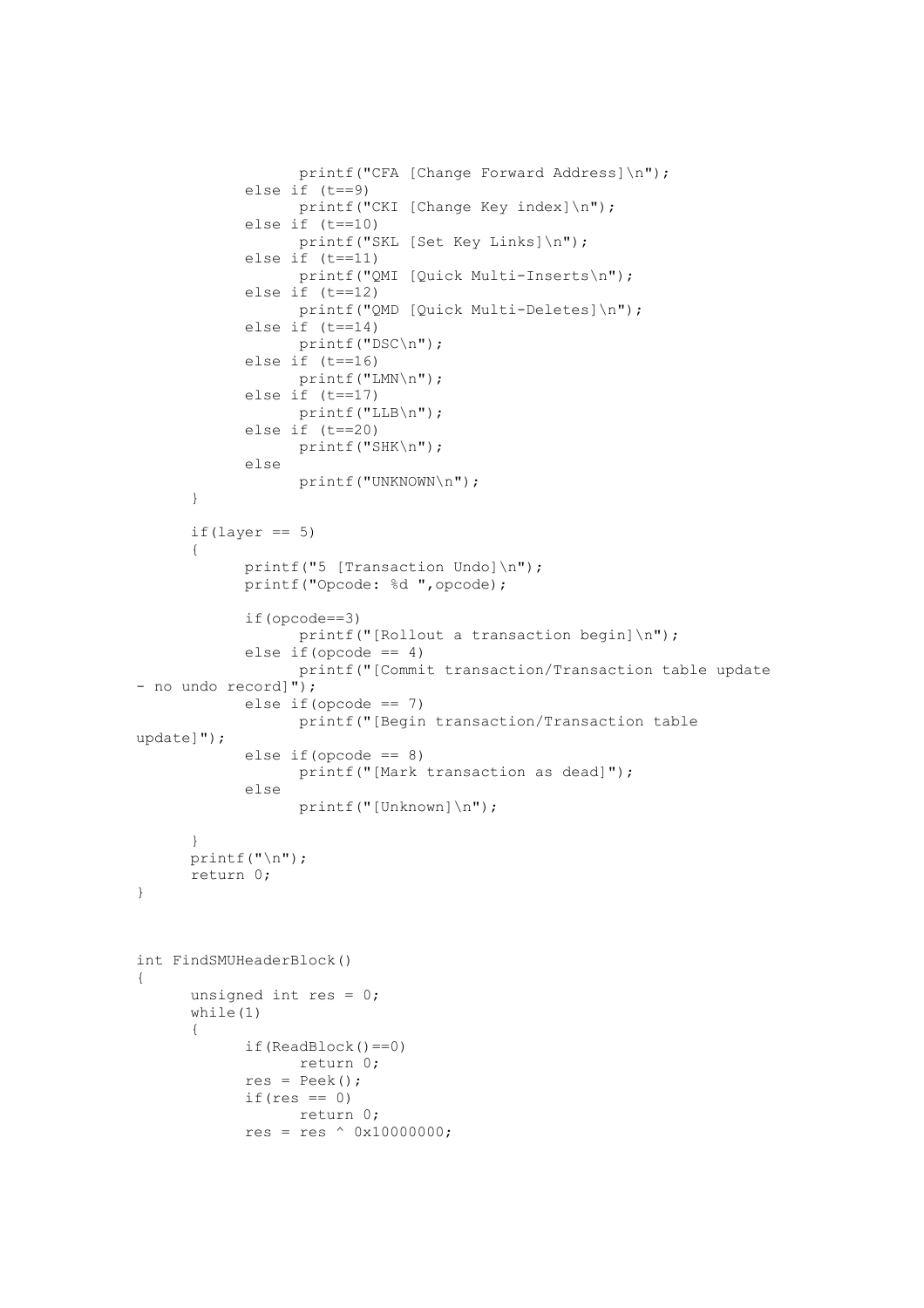```
                printf("CFA [Change Forward Address]\n");
            else if (t==9)
                printf("CKI [Change Key index]\n");
            else if (t==10)
                printf("SKL [Set Key Links]\n");
            else if (t==11)
                printf("QMI [Quick Multi-Inserts\n");
            else if (t==12)
                printf("QMD [Quick Multi-Deletes]\n");
            else if (t==14)
                printf("DSC\n");
            else if (t==16)
                printf("LMN\n");
            else if (t==17)
                printf("LLB\n");
            else if (t==20)
                printf("SHK\n");
            else
                printf("UNKNOWN\n");
        }

        if(layer == 5)
        {
            printf("5 [Transaction Undo]\n");
            printf("Opcode: %d ",opcode);

            if(opcode==3)
                printf("[Rollout a transaction begin]\n");
            else if(opcode == 4)
                printf("[Commit transaction/Transaction table update
- no undo record]");
            else if(opcode == 7)
                printf("[Begin transaction/Transaction table
update]");
            else if(opcode == 8)
                printf("[Mark transaction as dead]");
            else
                printf("[Unknown]\n");

        }
        printf("\n");
        return 0;
}



int FindSMUHeaderBlock()
{
        unsigned int res = 0;
        while(1)
        {
            if(ReadBlock()==0)
                return 0;
            res = Peek();
            if(res == 0)
                return 0;
            res = res ^ 0x10000000;
```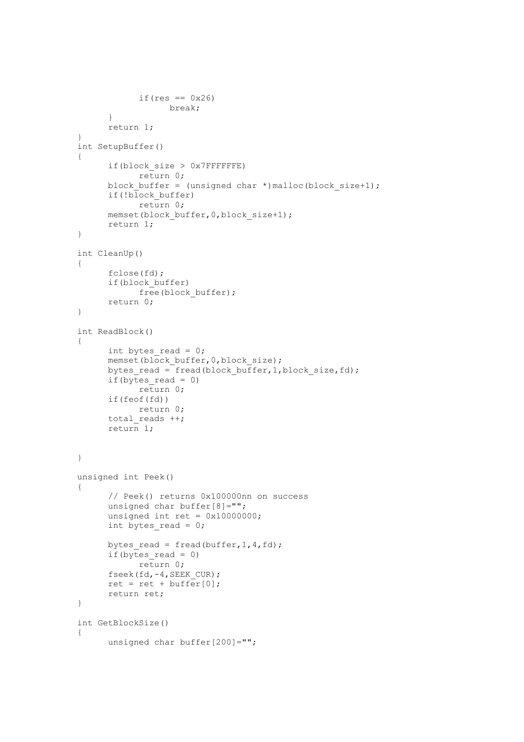```
            if(res == 0x26)
                  break;
      }
      return 1;
}
int SetupBuffer()
{
      if(block_size > 0x7FFFFFFE)
            return 0;
      block_buffer = (unsigned char *)malloc(block_size+1);
      if(!block_buffer)
            return 0;
      memset(block_buffer,0,block_size+1);
      return 1;
}

int CleanUp()
{
      fclose(fd);
      if(block_buffer)
            free(block_buffer);
      return 0;
}

int ReadBlock()
{
      int bytes_read = 0;
      memset(block_buffer,0,block_size);
      bytes_read = fread(block_buffer,1,block_size,fd);
      if(bytes_read = 0)
            return 0;
      if(feof(fd))
            return 0;
      total_reads ++;
      return 1;


}

unsigned int Peek()
{
      // Peek() returns 0x100000nn on success
      unsigned char buffer[8]="";
      unsigned int ret = 0x10000000;
      int bytes_read = 0;

      bytes_read = fread(buffer,1,4,fd);
      if(bytes_read = 0)
            return 0;
      fseek(fd,-4,SEEK_CUR);
      ret = ret + buffer[0];
      return ret;
}

int GetBlockSize()
{
      unsigned char buffer[200]="";
```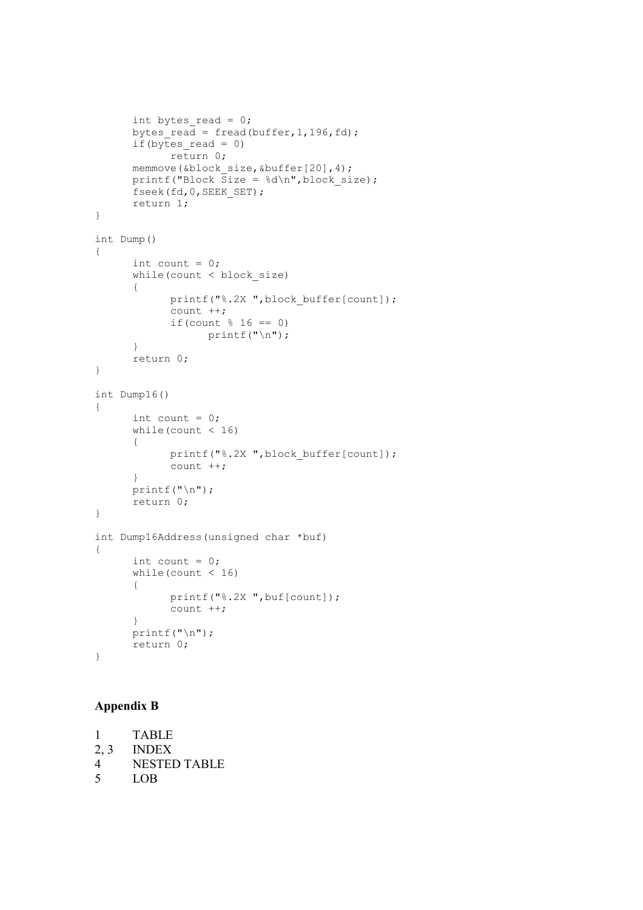```
	int bytes_read = 0;
	bytes_read = fread(buffer,1,196,fd);
	if(bytes_read = 0)
		return 0;
	memmove(&block_size,&buffer[20],4);
	printf("Block Size = %d\n",block_size);
	fseek(fd,0,SEEK_SET);
	return 1;
}

int Dump()
{
	int count = 0;
	while(count < block_size)
	{
		printf("%.2X ",block_buffer[count]);
		count ++;
		if(count % 16 == 0)
			printf("\n");
	}
	return 0;
}

int Dump16()
{
	int count = 0;
	while(count < 16)
	{
		printf("%.2X ",block_buffer[count]);
		count ++;
	}
	printf("\n");
	return 0;
}

int Dump16Address(unsigned char *buf)
{
	int count = 0;
	while(count < 16)
	{
		printf("%.2X ",buf[count]);
		count ++;
	}
	printf("\n");
	return 0;
}
```

## Appendix B

| | |
|---|---|
| 1 | TABLE |
| 2, 3 | INDEX |
| 4 | NESTED TABLE |
| 5 | LOB |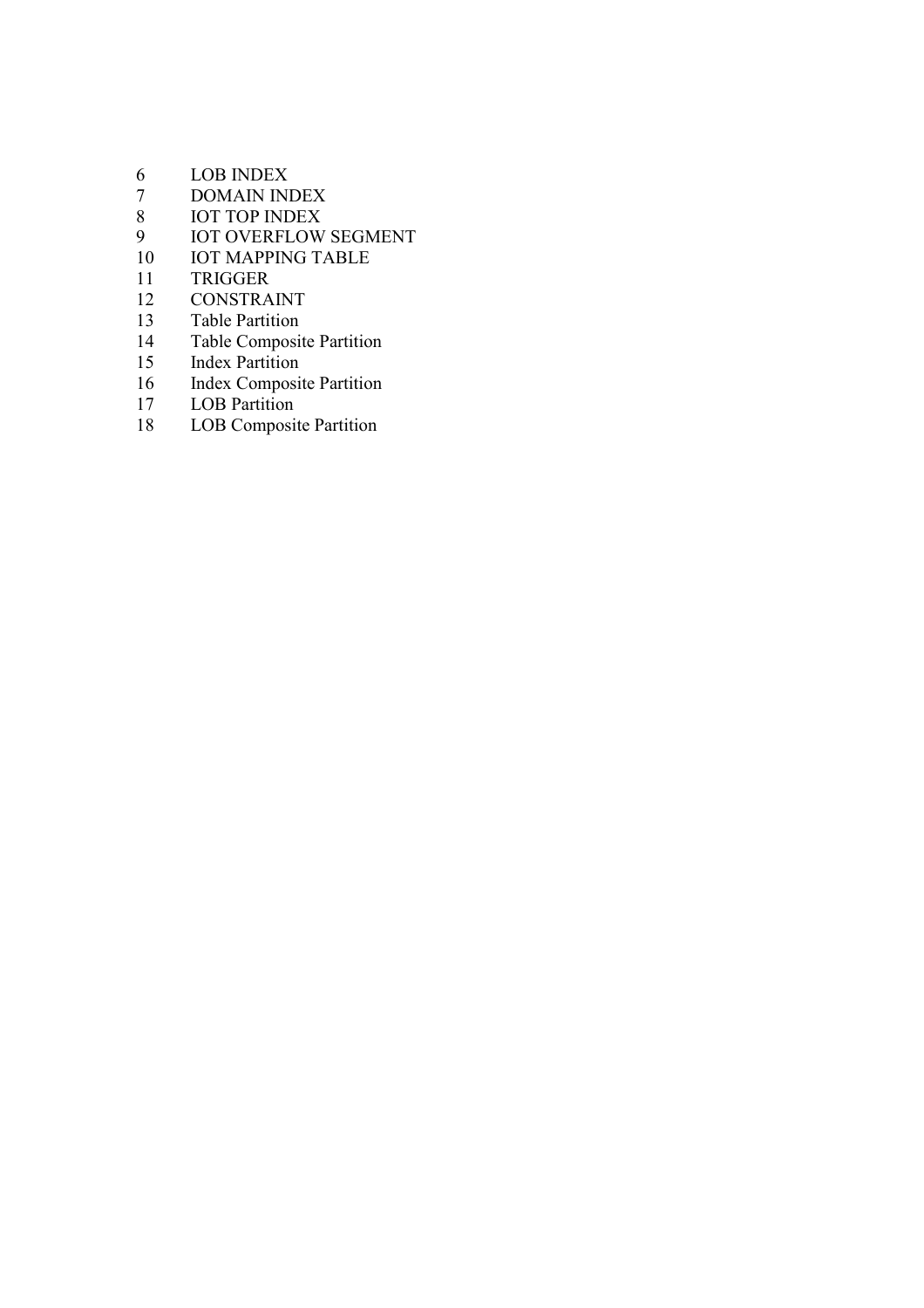| | |
|---|---|
| 6 | LOB INDEX |
| 7 | DOMAIN INDEX |
| 8 | IOT TOP INDEX |
| 9 | IOT OVERFLOW SEGMENT |
| 10 | IOT MAPPING TABLE |
| 11 | TRIGGER |
| 12 | CONSTRAINT |
| 13 | Table Partition |
| 14 | Table Composite Partition |
| 15 | Index Partition |
| 16 | Index Composite Partition |
| 17 | LOB Partition |
| 18 | LOB Composite Partition |